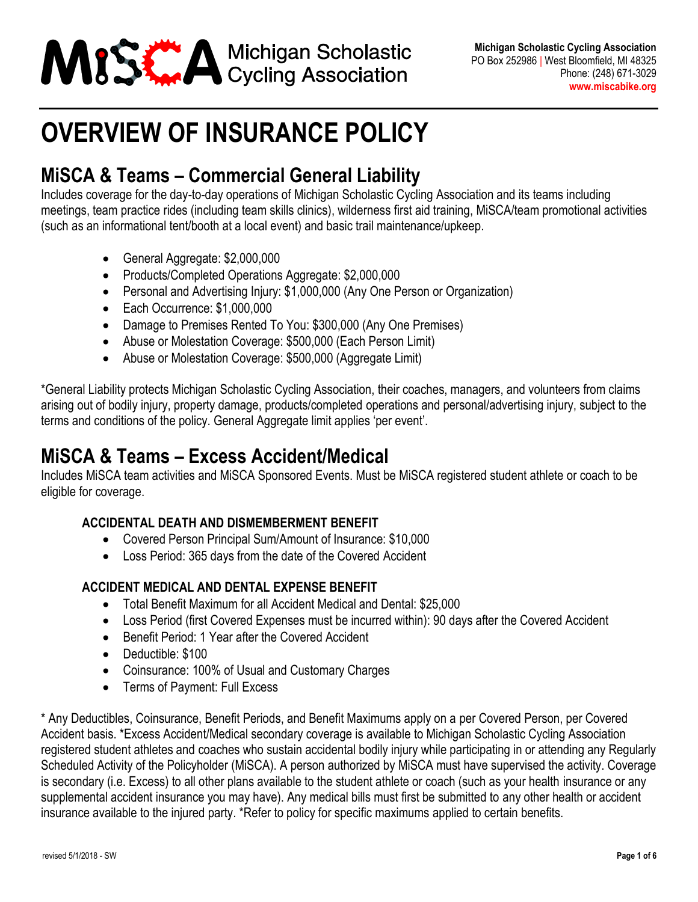# Michigan Scholastic Cycling Association

**Michigan Scholastic Cycling Association**
PO Box 252986 | West Bloomfield, MI 48325
Phone: (248) 671-3029
**www.miscabike.org**

# OVERVIEW OF INSURANCE POLICY

## MiSCA & Teams – Commercial General Liability

Includes coverage for the day-to-day operations of Michigan Scholastic Cycling Association and its teams including meetings, team practice rides (including team skills clinics), wilderness first aid training, MiSCA/team promotional activities (such as an informational tent/booth at a local event) and basic trail maintenance/upkeep.

- General Aggregate: $2,000,000
- Products/Completed Operations Aggregate: $2,000,000
- Personal and Advertising Injury: $1,000,000 (Any One Person or Organization)
- Each Occurrence: $1,000,000
- Damage to Premises Rented To You: $300,000 (Any One Premises)
- Abuse or Molestation Coverage: $500,000 (Each Person Limit)
- Abuse or Molestation Coverage: $500,000 (Aggregate Limit)

*General Liability protects Michigan Scholastic Cycling Association, their coaches, managers, and volunteers from claims arising out of bodily injury, property damage, products/completed operations and personal/advertising injury, subject to the terms and conditions of the policy. General Aggregate limit applies 'per event'.

## MiSCA & Teams – Excess Accident/Medical

Includes MiSCA team activities and MiSCA Sponsored Events. Must be MiSCA registered student athlete or coach to be eligible for coverage.

### ACCIDENTAL DEATH AND DISMEMBERMENT BENEFIT

- Covered Person Principal Sum/Amount of Insurance: $10,000
- Loss Period: 365 days from the date of the Covered Accident

### ACCIDENT MEDICAL AND DENTAL EXPENSE BENEFIT

- Total Benefit Maximum for all Accident Medical and Dental: $25,000
- Loss Period (first Covered Expenses must be incurred within): 90 days after the Covered Accident
- Benefit Period: 1 Year after the Covered Accident
- Deductible: $100
- Coinsurance: 100% of Usual and Customary Charges
- Terms of Payment: Full Excess

* Any Deductibles, Coinsurance, Benefit Periods, and Benefit Maximums apply on a per Covered Person, per Covered Accident basis. *Excess Accident/Medical secondary coverage is available to Michigan Scholastic Cycling Association registered student athletes and coaches who sustain accidental bodily injury while participating in or attending any Regularly Scheduled Activity of the Policyholder (MiSCA). A person authorized by MiSCA must have supervised the activity. Coverage is secondary (i.e. Excess) to all other plans available to the student athlete or coach (such as your health insurance or any supplemental accident insurance you may have). Any medical bills must first be submitted to any other health or accident insurance available to the injured party. *Refer to policy for specific maximums applied to certain benefits.

revised 5/1/2018 - SW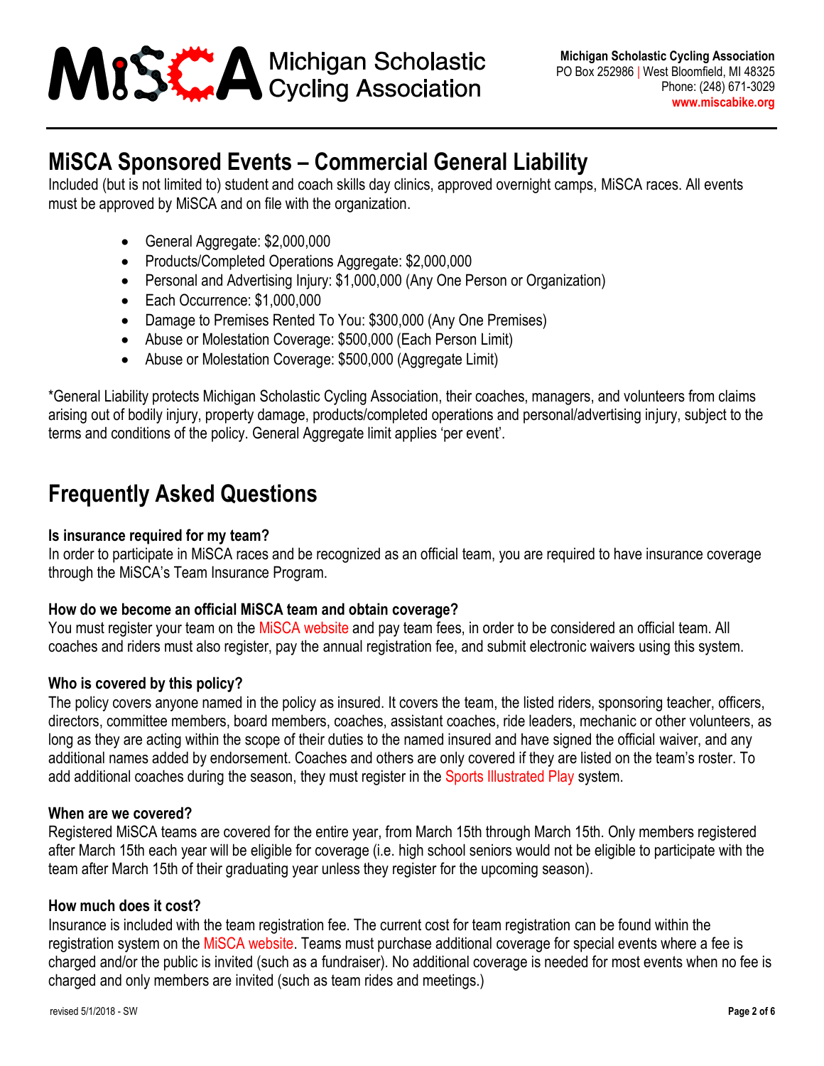## MiSCA Sponsored Events – Commercial General Liability

Included (but is not limited to) student and coach skills day clinics, approved overnight camps, MiSCA races. All events must be approved by MiSCA and on file with the organization.

- General Aggregate: $2,000,000
- Products/Completed Operations Aggregate: $2,000,000
- Personal and Advertising Injury: $1,000,000 (Any One Person or Organization)
- Each Occurrence: $1,000,000
- Damage to Premises Rented To You: $300,000 (Any One Premises)
- Abuse or Molestation Coverage: $500,000 (Each Person Limit)
- Abuse or Molestation Coverage: $500,000 (Aggregate Limit)

*General Liability protects Michigan Scholastic Cycling Association, their coaches, managers, and volunteers from claims arising out of bodily injury, property damage, products/completed operations and personal/advertising injury, subject to the terms and conditions of the policy. General Aggregate limit applies 'per event'.

## Frequently Asked Questions

**Is insurance required for my team?**

In order to participate in MiSCA races and be recognized as an official team, you are required to have insurance coverage through the MiSCA's Team Insurance Program.

**How do we become an official MiSCA team and obtain coverage?**

You must register your team on the MiSCA website and pay team fees, in order to be considered an official team. All coaches and riders must also register, pay the annual registration fee, and submit electronic waivers using this system.

**Who is covered by this policy?**

The policy covers anyone named in the policy as insured. It covers the team, the listed riders, sponsoring teacher, officers, directors, committee members, board members, coaches, assistant coaches, ride leaders, mechanic or other volunteers, as long as they are acting within the scope of their duties to the named insured and have signed the official waiver, and any additional names added by endorsement. Coaches and others are only covered if they are listed on the team's roster. To add additional coaches during the season, they must register in the Sports Illustrated Play system.

**When are we covered?**

Registered MiSCA teams are covered for the entire year, from March 15th through March 15th. Only members registered after March 15th each year will be eligible for coverage (i.e. high school seniors would not be eligible to participate with the team after March 15th of their graduating year unless they register for the upcoming season).

**How much does it cost?**

Insurance is included with the team registration fee. The current cost for team registration can be found within the registration system on the MiSCA website. Teams must purchase additional coverage for special events where a fee is charged and/or the public is invited (such as a fundraiser). No additional coverage is needed for most events when no fee is charged and only members are invited (such as team rides and meetings.)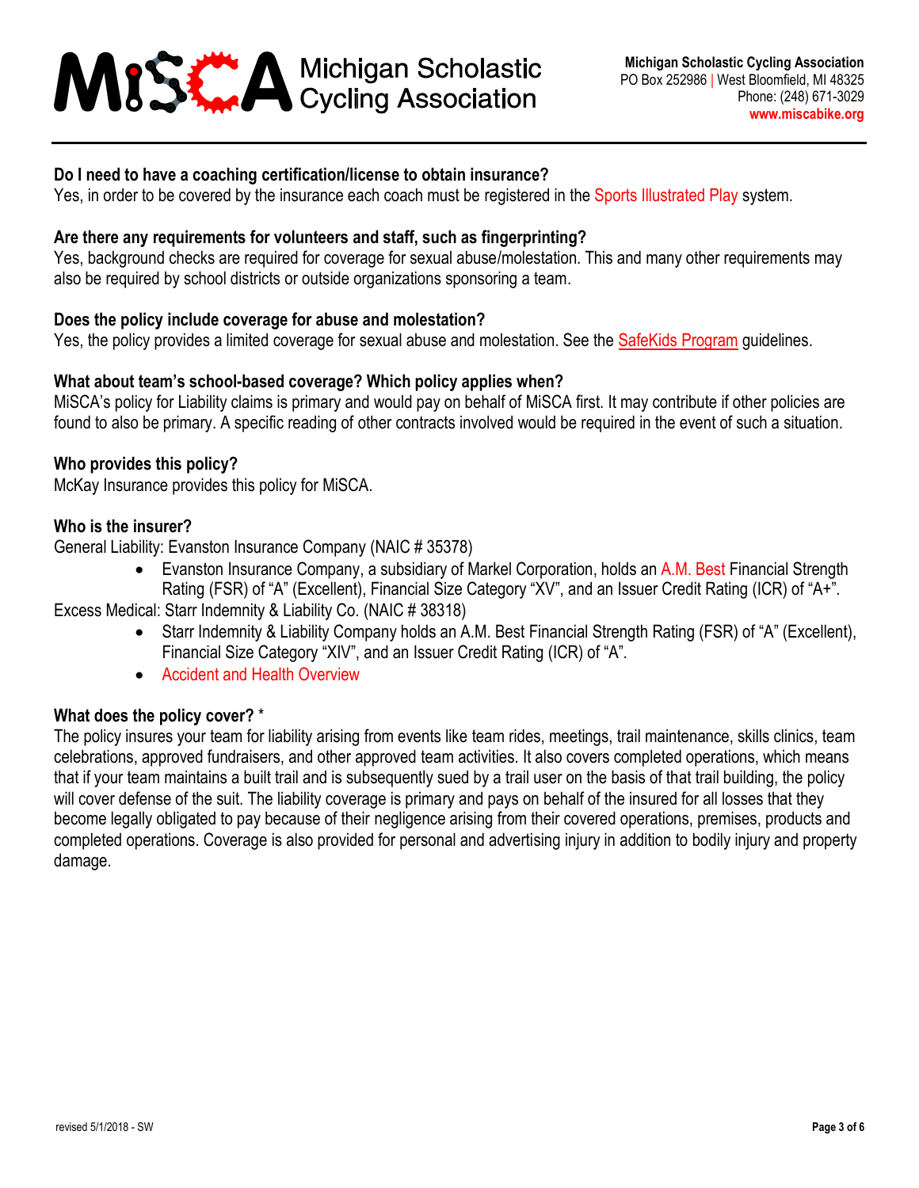**Do I need to have a coaching certification/license to obtain insurance?**
Yes, in order to be covered by the insurance each coach must be registered in the Sports Illustrated Play system.

**Are there any requirements for volunteers and staff, such as fingerprinting?**
Yes, background checks are required for coverage for sexual abuse/molestation. This and many other requirements may also be required by school districts or outside organizations sponsoring a team.

**Does the policy include coverage for abuse and molestation?**
Yes, the policy provides a limited coverage for sexual abuse and molestation. See the SafeKids Program guidelines.

**What about team's school-based coverage? Which policy applies when?**
MiSCA's policy for Liability claims is primary and would pay on behalf of MiSCA first. It may contribute if other policies are found to also be primary. A specific reading of other contracts involved would be required in the event of such a situation.

**Who provides this policy?**
McKay Insurance provides this policy for MiSCA.

**Who is the insurer?**
General Liability: Evanston Insurance Company (NAIC # 35378)

- Evanston Insurance Company, a subsidiary of Markel Corporation, holds an A.M. Best Financial Strength Rating (FSR) of "A" (Excellent), Financial Size Category "XV", and an Issuer Credit Rating (ICR) of "A+".

Excess Medical: Starr Indemnity & Liability Co. (NAIC # 38318)

- Starr Indemnity & Liability Company holds an A.M. Best Financial Strength Rating (FSR) of "A" (Excellent), Financial Size Category "XIV", and an Issuer Credit Rating (ICR) of "A".
- Accident and Health Overview

**What does the policy cover?** *
The policy insures your team for liability arising from events like team rides, meetings, trail maintenance, skills clinics, team celebrations, approved fundraisers, and other approved team activities. It also covers completed operations, which means that if your team maintains a built trail and is subsequently sued by a trail user on the basis of that trail building, the policy will cover defense of the suit. The liability coverage is primary and pays on behalf of the insured for all losses that they become legally obligated to pay because of their negligence arising from their covered operations, premises, products and completed operations. Coverage is also provided for personal and advertising injury in addition to bodily injury and property damage.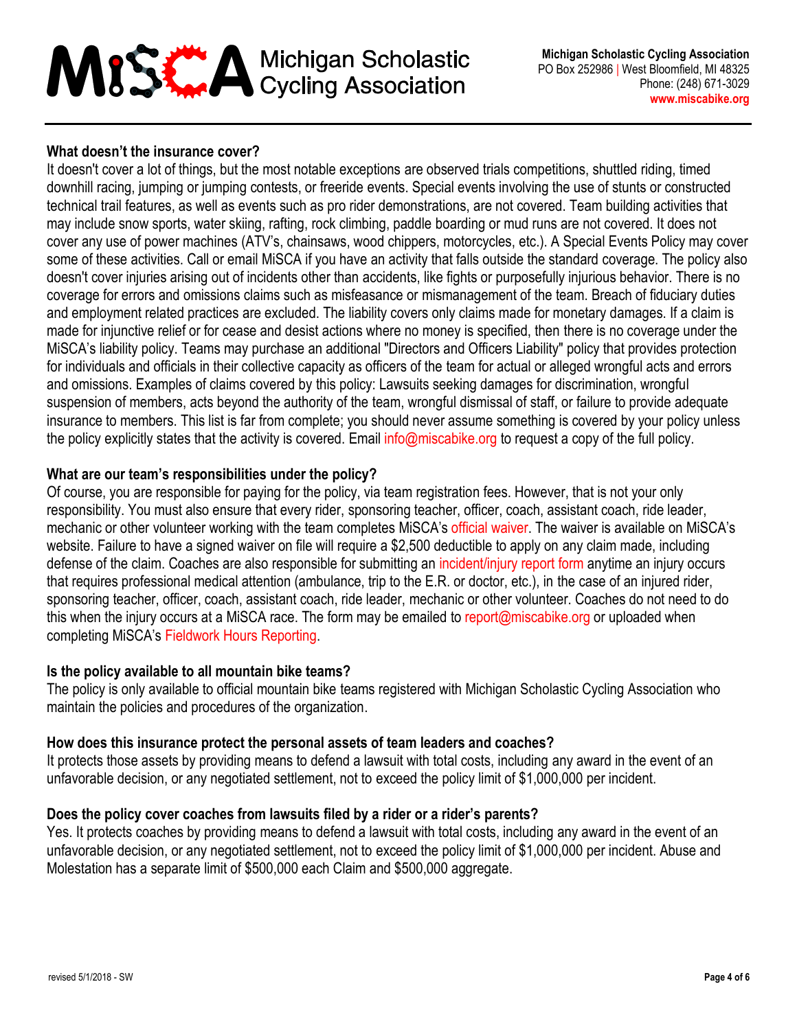### What doesn't the insurance cover?

It doesn't cover a lot of things, but the most notable exceptions are observed trials competitions, shuttled riding, timed downhill racing, jumping or jumping contests, or freeride events. Special events involving the use of stunts or constructed technical trail features, as well as events such as pro rider demonstrations, are not covered. Team building activities that may include snow sports, water skiing, rafting, rock climbing, paddle boarding or mud runs are not covered. It does not cover any use of power machines (ATV's, chainsaws, wood chippers, motorcycles, etc.). A Special Events Policy may cover some of these activities. Call or email MiSCA if you have an activity that falls outside the standard coverage. The policy also doesn't cover injuries arising out of incidents other than accidents, like fights or purposefully injurious behavior. There is no coverage for errors and omissions claims such as misfeasance or mismanagement of the team. Breach of fiduciary duties and employment related practices are excluded. The liability covers only claims made for monetary damages. If a claim is made for injunctive relief or for cease and desist actions where no money is specified, then there is no coverage under the MiSCA's liability policy. Teams may purchase an additional "Directors and Officers Liability" policy that provides protection for individuals and officials in their collective capacity as officers of the team for actual or alleged wrongful acts and errors and omissions. Examples of claims covered by this policy: Lawsuits seeking damages for discrimination, wrongful suspension of members, acts beyond the authority of the team, wrongful dismissal of staff, or failure to provide adequate insurance to members. This list is far from complete; you should never assume something is covered by your policy unless the policy explicitly states that the activity is covered. Email info@miscabike.org to request a copy of the full policy.

### What are our team's responsibilities under the policy?

Of course, you are responsible for paying for the policy, via team registration fees. However, that is not your only responsibility. You must also ensure that every rider, sponsoring teacher, officer, coach, assistant coach, ride leader, mechanic or other volunteer working with the team completes MiSCA's official waiver. The waiver is available on MiSCA's website. Failure to have a signed waiver on file will require a $2,500 deductible to apply on any claim made, including defense of the claim. Coaches are also responsible for submitting an incident/injury report form anytime an injury occurs that requires professional medical attention (ambulance, trip to the E.R. or doctor, etc.), in the case of an injured rider, sponsoring teacher, officer, coach, assistant coach, ride leader, mechanic or other volunteer. Coaches do not need to do this when the injury occurs at a MiSCA race. The form may be emailed to report@miscabike.org or uploaded when completing MiSCA's Fieldwork Hours Reporting.

### Is the policy available to all mountain bike teams?

The policy is only available to official mountain bike teams registered with Michigan Scholastic Cycling Association who maintain the policies and procedures of the organization.

### How does this insurance protect the personal assets of team leaders and coaches?

It protects those assets by providing means to defend a lawsuit with total costs, including any award in the event of an unfavorable decision, or any negotiated settlement, not to exceed the policy limit of $1,000,000 per incident.

### Does the policy cover coaches from lawsuits filed by a rider or a rider's parents?

Yes. It protects coaches by providing means to defend a lawsuit with total costs, including any award in the event of an unfavorable decision, or any negotiated settlement, not to exceed the policy limit of $1,000,000 per incident. Abuse and Molestation has a separate limit of $500,000 each Claim and $500,000 aggregate.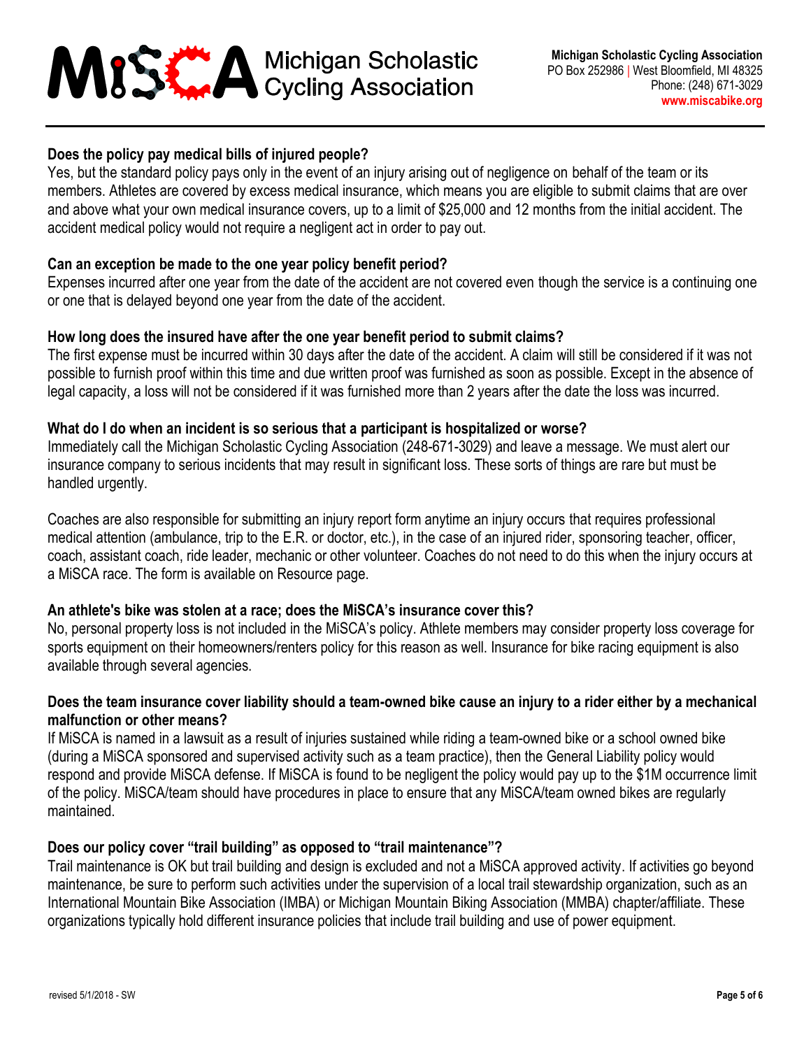**Does the policy pay medical bills of injured people?**

Yes, but the standard policy pays only in the event of an injury arising out of negligence on behalf of the team or its members. Athletes are covered by excess medical insurance, which means you are eligible to submit claims that are over and above what your own medical insurance covers, up to a limit of $25,000 and 12 months from the initial accident. The accident medical policy would not require a negligent act in order to pay out.

**Can an exception be made to the one year policy benefit period?**

Expenses incurred after one year from the date of the accident are not covered even though the service is a continuing one or one that is delayed beyond one year from the date of the accident.

**How long does the insured have after the one year benefit period to submit claims?**

The first expense must be incurred within 30 days after the date of the accident. A claim will still be considered if it was not possible to furnish proof within this time and due written proof was furnished as soon as possible. Except in the absence of legal capacity, a loss will not be considered if it was furnished more than 2 years after the date the loss was incurred.

**What do I do when an incident is so serious that a participant is hospitalized or worse?**

Immediately call the Michigan Scholastic Cycling Association (248-671-3029) and leave a message. We must alert our insurance company to serious incidents that may result in significant loss. These sorts of things are rare but must be handled urgently.

Coaches are also responsible for submitting an injury report form anytime an injury occurs that requires professional medical attention (ambulance, trip to the E.R. or doctor, etc.), in the case of an injured rider, sponsoring teacher, officer, coach, assistant coach, ride leader, mechanic or other volunteer. Coaches do not need to do this when the injury occurs at a MiSCA race. The form is available on Resource page.

**An athlete's bike was stolen at a race; does the MiSCA's insurance cover this?**

No, personal property loss is not included in the MiSCA's policy. Athlete members may consider property loss coverage for sports equipment on their homeowners/renters policy for this reason as well. Insurance for bike racing equipment is also available through several agencies.

**Does the team insurance cover liability should a team-owned bike cause an injury to a rider either by a mechanical malfunction or other means?**

If MiSCA is named in a lawsuit as a result of injuries sustained while riding a team-owned bike or a school owned bike (during a MiSCA sponsored and supervised activity such as a team practice), then the General Liability policy would respond and provide MiSCA defense. If MiSCA is found to be negligent the policy would pay up to the $1M occurrence limit of the policy. MiSCA/team should have procedures in place to ensure that any MiSCA/team owned bikes are regularly maintained.

**Does our policy cover "trail building" as opposed to "trail maintenance"?**

Trail maintenance is OK but trail building and design is excluded and not a MiSCA approved activity. If activities go beyond maintenance, be sure to perform such activities under the supervision of a local trail stewardship organization, such as an International Mountain Bike Association (IMBA) or Michigan Mountain Biking Association (MMBA) chapter/affiliate. These organizations typically hold different insurance policies that include trail building and use of power equipment.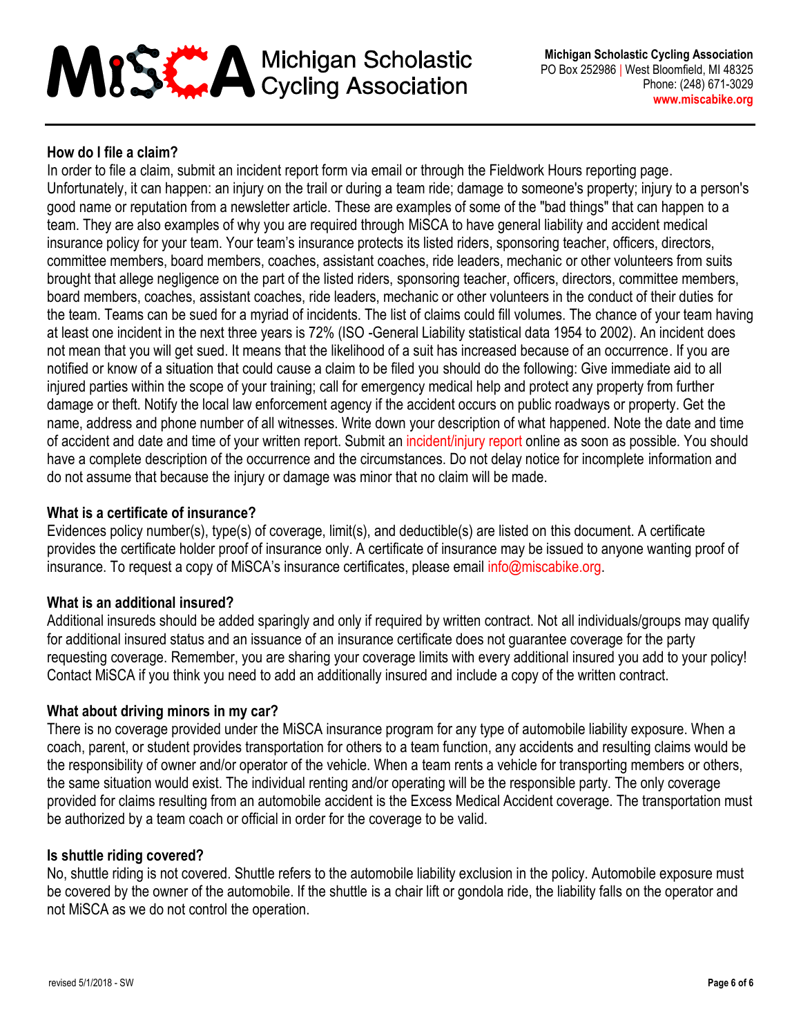**How do I file a claim?**

In order to file a claim, submit an incident report form via email or through the Fieldwork Hours reporting page. Unfortunately, it can happen: an injury on the trail or during a team ride; damage to someone's property; injury to a person's good name or reputation from a newsletter article. These are examples of some of the "bad things" that can happen to a team. They are also examples of why you are required through MiSCA to have general liability and accident medical insurance policy for your team. Your team's insurance protects its listed riders, sponsoring teacher, officers, directors, committee members, board members, coaches, assistant coaches, ride leaders, mechanic or other volunteers from suits brought that allege negligence on the part of the listed riders, sponsoring teacher, officers, directors, committee members, board members, coaches, assistant coaches, ride leaders, mechanic or other volunteers in the conduct of their duties for the team. Teams can be sued for a myriad of incidents. The list of claims could fill volumes. The chance of your team having at least one incident in the next three years is 72% (ISO -General Liability statistical data 1954 to 2002). An incident does not mean that you will get sued. It means that the likelihood of a suit has increased because of an occurrence. If you are notified or know of a situation that could cause a claim to be filed you should do the following: Give immediate aid to all injured parties within the scope of your training; call for emergency medical help and protect any property from further damage or theft. Notify the local law enforcement agency if the accident occurs on public roadways or property. Get the name, address and phone number of all witnesses. Write down your description of what happened. Note the date and time of accident and date and time of your written report. Submit an incident/injury report online as soon as possible. You should have a complete description of the occurrence and the circumstances. Do not delay notice for incomplete information and do not assume that because the injury or damage was minor that no claim will be made.

**What is a certificate of insurance?**

Evidences policy number(s), type(s) of coverage, limit(s), and deductible(s) are listed on this document. A certificate provides the certificate holder proof of insurance only. A certificate of insurance may be issued to anyone wanting proof of insurance. To request a copy of MiSCA's insurance certificates, please email info@miscabike.org.

**What is an additional insured?**

Additional insureds should be added sparingly and only if required by written contract. Not all individuals/groups may qualify for additional insured status and an issuance of an insurance certificate does not guarantee coverage for the party requesting coverage. Remember, you are sharing your coverage limits with every additional insured you add to your policy! Contact MiSCA if you think you need to add an additionally insured and include a copy of the written contract.

**What about driving minors in my car?**

There is no coverage provided under the MiSCA insurance program for any type of automobile liability exposure. When a coach, parent, or student provides transportation for others to a team function, any accidents and resulting claims would be the responsibility of owner and/or operator of the vehicle. When a team rents a vehicle for transporting members or others, the same situation would exist. The individual renting and/or operating will be the responsible party. The only coverage provided for claims resulting from an automobile accident is the Excess Medical Accident coverage. The transportation must be authorized by a team coach or official in order for the coverage to be valid.

**Is shuttle riding covered?**

No, shuttle riding is not covered. Shuttle refers to the automobile liability exclusion in the policy. Automobile exposure must be covered by the owner of the automobile. If the shuttle is a chair lift or gondola ride, the liability falls on the operator and not MiSCA as we do not control the operation.

revised 5/1/2018 - SW